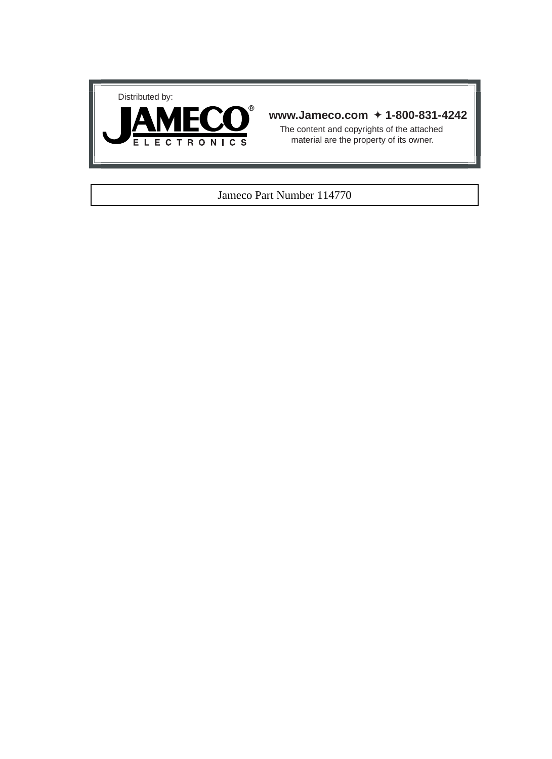Distributed by:

**JAMECO®**
ELECTRONICS

**www.Jameco.com ✦ 1-800-831-4242**

The content and copyrights of the attached material are the property of its owner.

Jameco Part Number 114770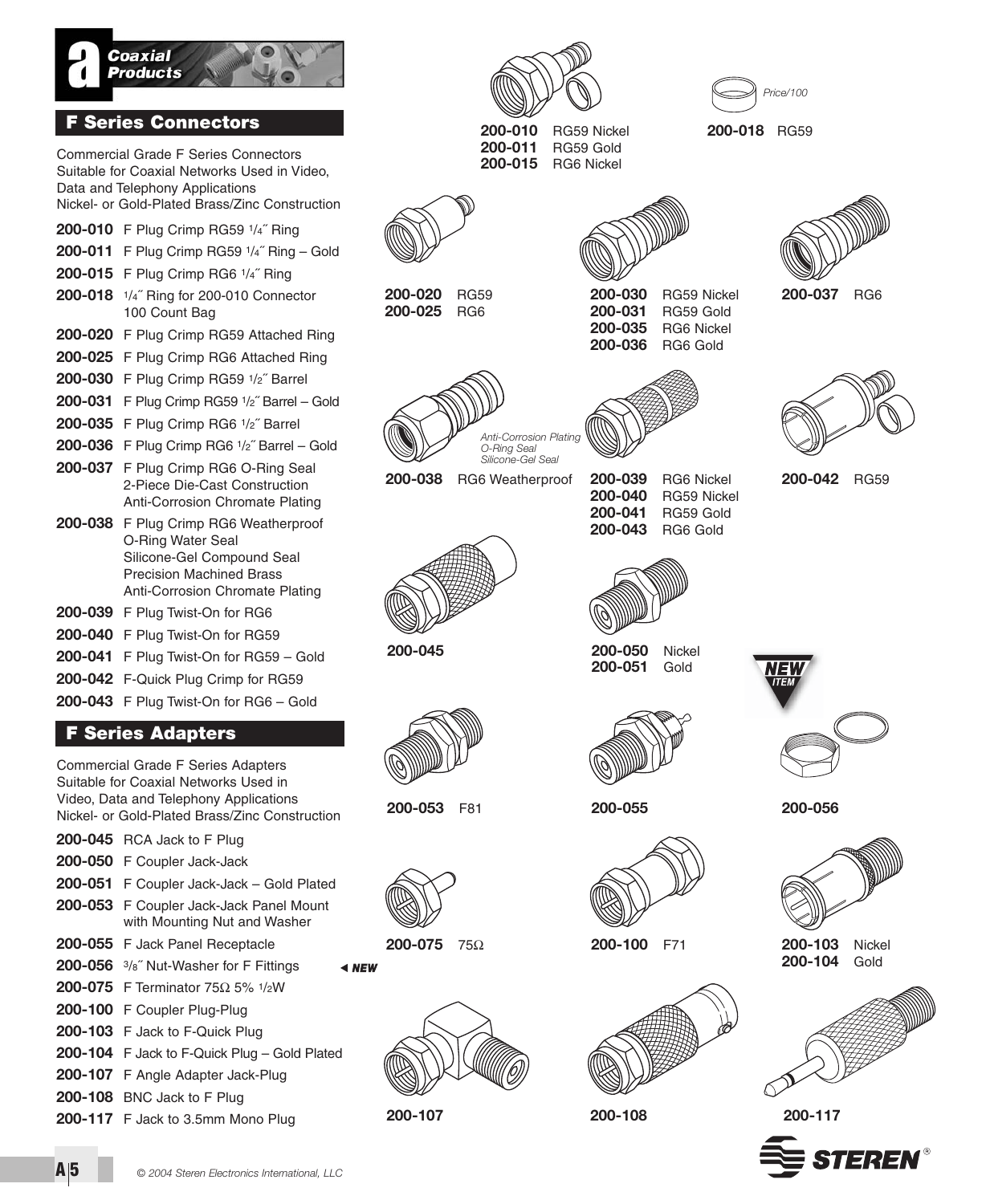# Coaxial Products

## F Series Connectors

Commercial Grade F Series Connectors
Suitable for Coaxial Networks Used in Video, Data and Telephony Applications
Nickel- or Gold-Plated Brass/Zinc Construction

**200-010** F Plug Crimp RG59 1/4˝ Ring
**200-011** F Plug Crimp RG59 1/4˝ Ring – Gold
**200-015** F Plug Crimp RG6 1/4˝ Ring
**200-018** 1/4˝ Ring for 200-010 Connector 100 Count Bag
**200-020** F Plug Crimp RG59 Attached Ring
**200-025** F Plug Crimp RG6 Attached Ring
**200-030** F Plug Crimp RG59 1/2˝ Barrel
**200-031** F Plug Crimp RG59 1/2˝ Barrel – Gold
**200-035** F Plug Crimp RG6 1/2˝ Barrel
**200-036** F Plug Crimp RG6 1/2˝ Barrel – Gold
**200-037** F Plug Crimp RG6 O-Ring Seal
2-Piece Die-Cast Construction
Anti-Corrosion Chromate Plating
**200-038** F Plug Crimp RG6 Weatherproof
O-Ring Water Seal
Silicone-Gel Compound Seal
Precision Machined Brass
Anti-Corrosion Chromate Plating
**200-039** F Plug Twist-On for RG6
**200-040** F Plug Twist-On for RG59
**200-041** F Plug Twist-On for RG59 – Gold
**200-042** F-Quick Plug Crimp for RG59
**200-043** F Plug Twist-On for RG6 – Gold

## F Series Adapters

Commercial Grade F Series Adapters
Suitable for Coaxial Networks Used in Video, Data and Telephony Applications
Nickel- or Gold-Plated Brass/Zinc Construction

**200-045** RCA Jack to F Plug
**200-050** F Coupler Jack-Jack
**200-051** F Coupler Jack-Jack – Gold Plated
**200-053** F Coupler Jack-Jack Panel Mount with Mounting Nut and Washer
**200-055** F Jack Panel Receptacle
**200-056** 3/8˝ Nut-Washer for F Fittings ◄ ***NEW***
**200-075** F Terminator 75Ω 5% 1/2W
**200-100** F Coupler Plug-Plug
**200-103** F Jack to F-Quick Plug
**200-104** F Jack to F-Quick Plug – Gold Plated
**200-107** F Angle Adapter Jack-Plug
**200-108** BNC Jack to F Plug
**200-117** F Jack to 3.5mm Mono Plug

**200-010** RG59 Nickel
**200-011** RG59 Gold
**200-015** RG6 Nickel

*Price/100*
**200-018** RG59

**200-020** RG59
**200-025** RG6

**200-030** RG59 Nickel
**200-031** RG59 Gold
**200-035** RG6 Nickel
**200-036** RG6 Gold

**200-037** RG6

*Anti-Corrosion Plating*
*O-Ring Seal*
*Silicone-Gel Seal*
**200-038** RG6 Weatherproof

**200-039** RG6 Nickel
**200-040** RG59 Nickel
**200-041** RG59 Gold
**200-043** RG6 Gold

**200-042** RG59

**200-045**

**200-050** Nickel
**200-051** Gold

NEW ITEM

**200-053** F81

**200-055**

**200-056**

**200-075** 75Ω

**200-100** F71

**200-103** Nickel
**200-104** Gold

**200-107**

**200-108**

**200-117**

© 2004 Steren Electronics International, LLC

STEREN®